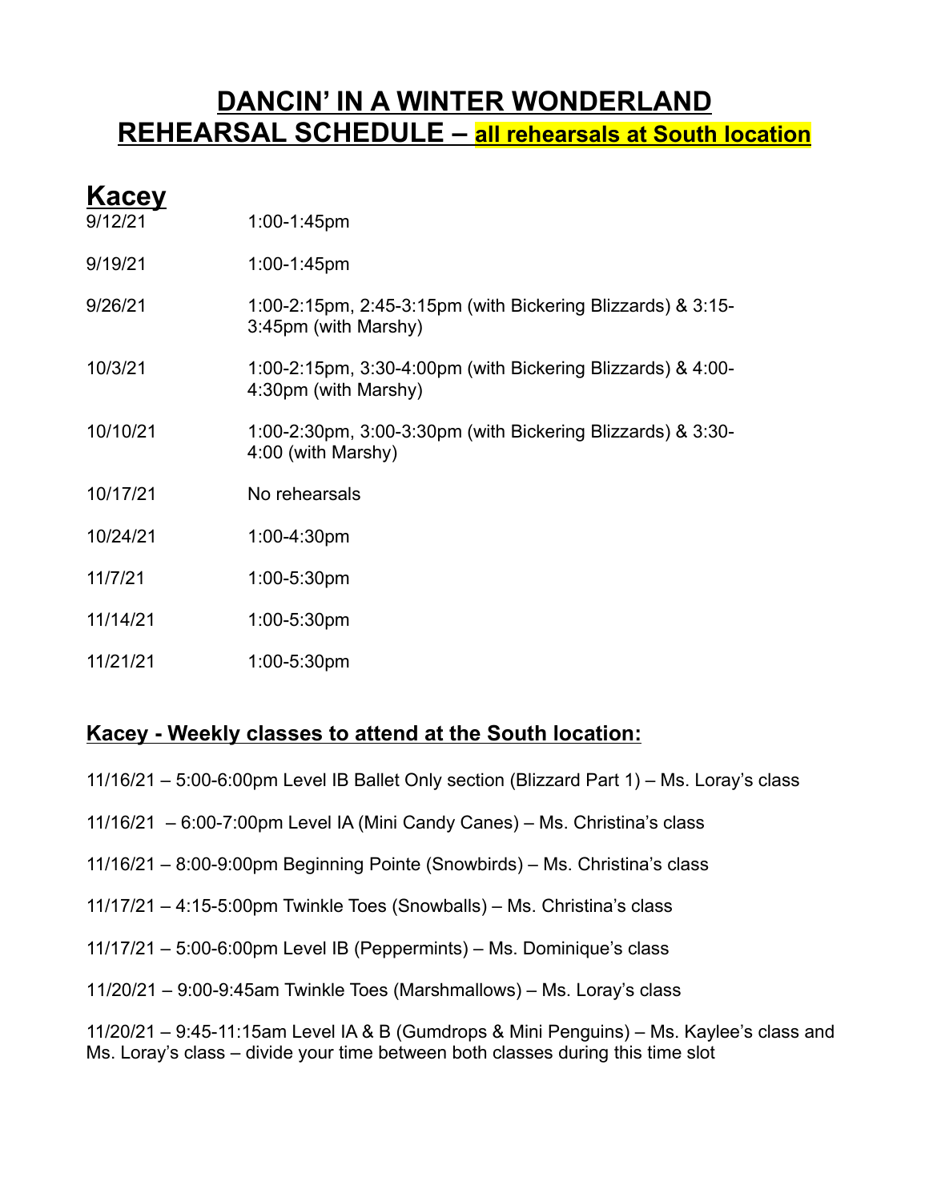# DANCIN' IN A WINTER WONDERLAND
# REHEARSAL SCHEDULE – all rehearsals at South location

## Kacey

| | |
|---|---|
| 9/12/21 | 1:00-1:45pm |
| 9/19/21 | 1:00-1:45pm |
| 9/26/21 | 1:00-2:15pm, 2:45-3:15pm (with Bickering Blizzards) & 3:15-3:45pm (with Marshy) |
| 10/3/21 | 1:00-2:15pm, 3:30-4:00pm (with Bickering Blizzards) & 4:00-4:30pm (with Marshy) |
| 10/10/21 | 1:00-2:30pm, 3:00-3:30pm (with Bickering Blizzards) & 3:30-4:00 (with Marshy) |
| 10/17/21 | No rehearsals |
| 10/24/21 | 1:00-4:30pm |
| 11/7/21 | 1:00-5:30pm |
| 11/14/21 | 1:00-5:30pm |
| 11/21/21 | 1:00-5:30pm |

### Kacey - Weekly classes to attend at the South location:

11/16/21 – 5:00-6:00pm Level IB Ballet Only section (Blizzard Part 1) – Ms. Loray's class

11/16/21 – 6:00-7:00pm Level IA (Mini Candy Canes) – Ms. Christina's class

11/16/21 – 8:00-9:00pm Beginning Pointe (Snowbirds) – Ms. Christina's class

11/17/21 – 4:15-5:00pm Twinkle Toes (Snowballs) – Ms. Christina's class

11/17/21 – 5:00-6:00pm Level IB (Peppermints) – Ms. Dominique's class

11/20/21 – 9:00-9:45am Twinkle Toes (Marshmallows) – Ms. Loray's class

11/20/21 – 9:45-11:15am Level IA & B (Gumdrops & Mini Penguins) – Ms. Kaylee's class and Ms. Loray's class – divide your time between both classes during this time slot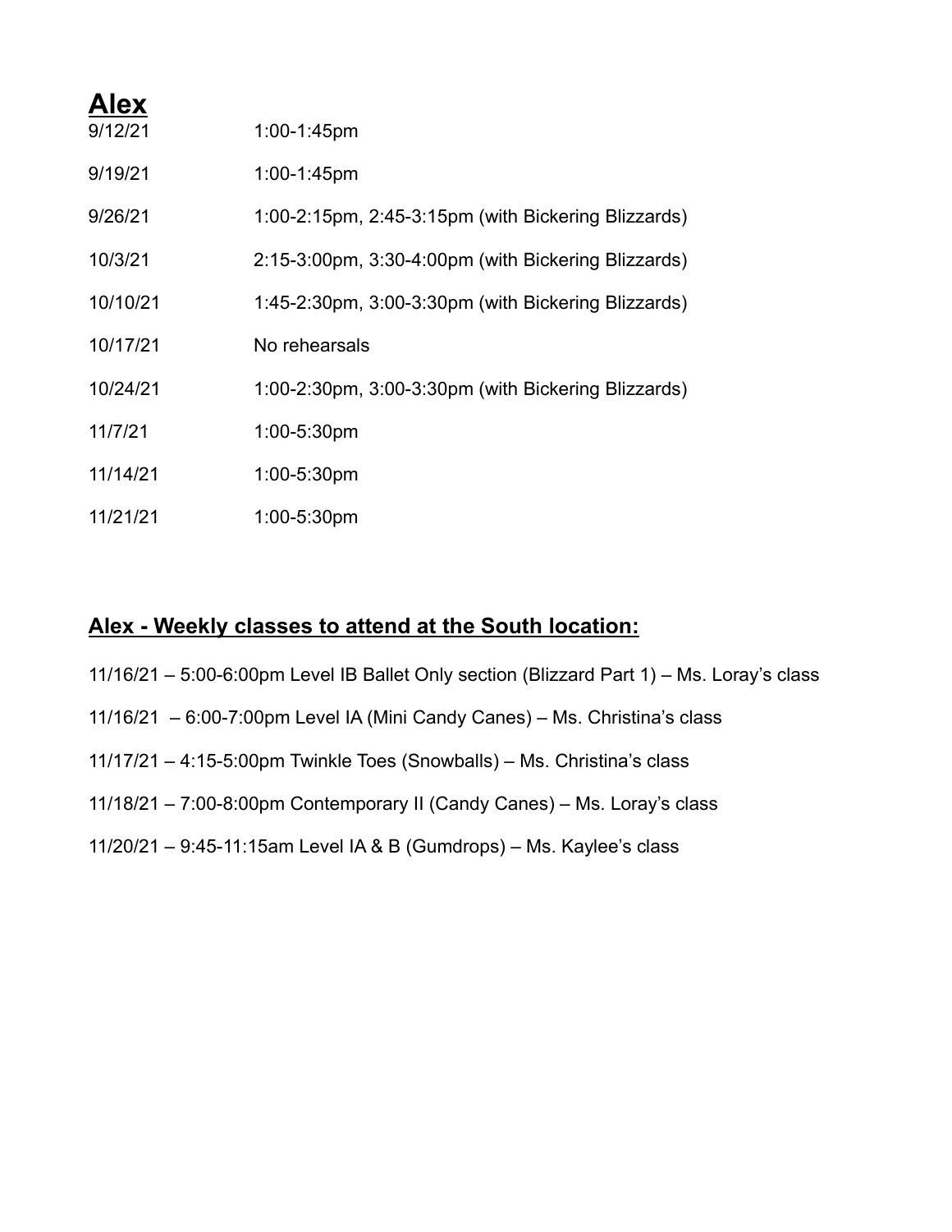# Alex

| | |
|---|---|
| 9/12/21 | 1:00-1:45pm |
| 9/19/21 | 1:00-1:45pm |
| 9/26/21 | 1:00-2:15pm, 2:45-3:15pm (with Bickering Blizzards) |
| 10/3/21 | 2:15-3:00pm, 3:30-4:00pm (with Bickering Blizzards) |
| 10/10/21 | 1:45-2:30pm, 3:00-3:30pm (with Bickering Blizzards) |
| 10/17/21 | No rehearsals |
| 10/24/21 | 1:00-2:30pm, 3:00-3:30pm (with Bickering Blizzards) |
| 11/7/21 | 1:00-5:30pm |
| 11/14/21 | 1:00-5:30pm |
| 11/21/21 | 1:00-5:30pm |

## Alex - Weekly classes to attend at the South location:

11/16/21 – 5:00-6:00pm Level IB Ballet Only section (Blizzard Part 1) – Ms. Loray's class

11/16/21 – 6:00-7:00pm Level IA (Mini Candy Canes) – Ms. Christina's class

11/17/21 – 4:15-5:00pm Twinkle Toes (Snowballs) – Ms. Christina's class

11/18/21 – 7:00-8:00pm Contemporary II (Candy Canes) – Ms. Loray's class

11/20/21 – 9:45-11:15am Level IA & B (Gumdrops) – Ms. Kaylee's class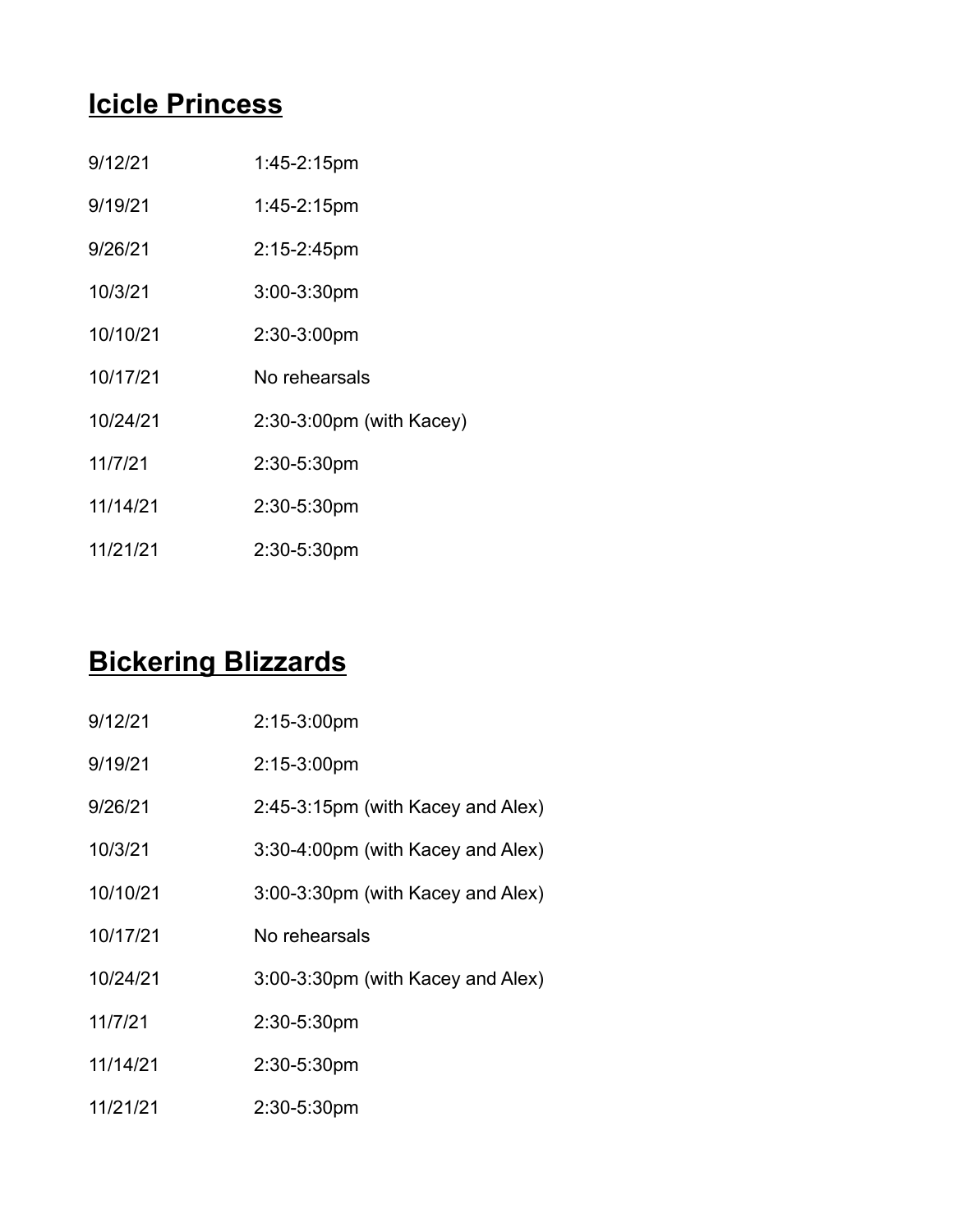## **Icicle Princess**

| | |
|---|---|
| 9/12/21 | 1:45-2:15pm |
| 9/19/21 | 1:45-2:15pm |
| 9/26/21 | 2:15-2:45pm |
| 10/3/21 | 3:00-3:30pm |
| 10/10/21 | 2:30-3:00pm |
| 10/17/21 | No rehearsals |
| 10/24/21 | 2:30-3:00pm (with Kacey) |
| 11/7/21 | 2:30-5:30pm |
| 11/14/21 | 2:30-5:30pm |
| 11/21/21 | 2:30-5:30pm |

## **Bickering Blizzards**

| | |
|---|---|
| 9/12/21 | 2:15-3:00pm |
| 9/19/21 | 2:15-3:00pm |
| 9/26/21 | 2:45-3:15pm (with Kacey and Alex) |
| 10/3/21 | 3:30-4:00pm (with Kacey and Alex) |
| 10/10/21 | 3:00-3:30pm (with Kacey and Alex) |
| 10/17/21 | No rehearsals |
| 10/24/21 | 3:00-3:30pm (with Kacey and Alex) |
| 11/7/21 | 2:30-5:30pm |
| 11/14/21 | 2:30-5:30pm |
| 11/21/21 | 2:30-5:30pm |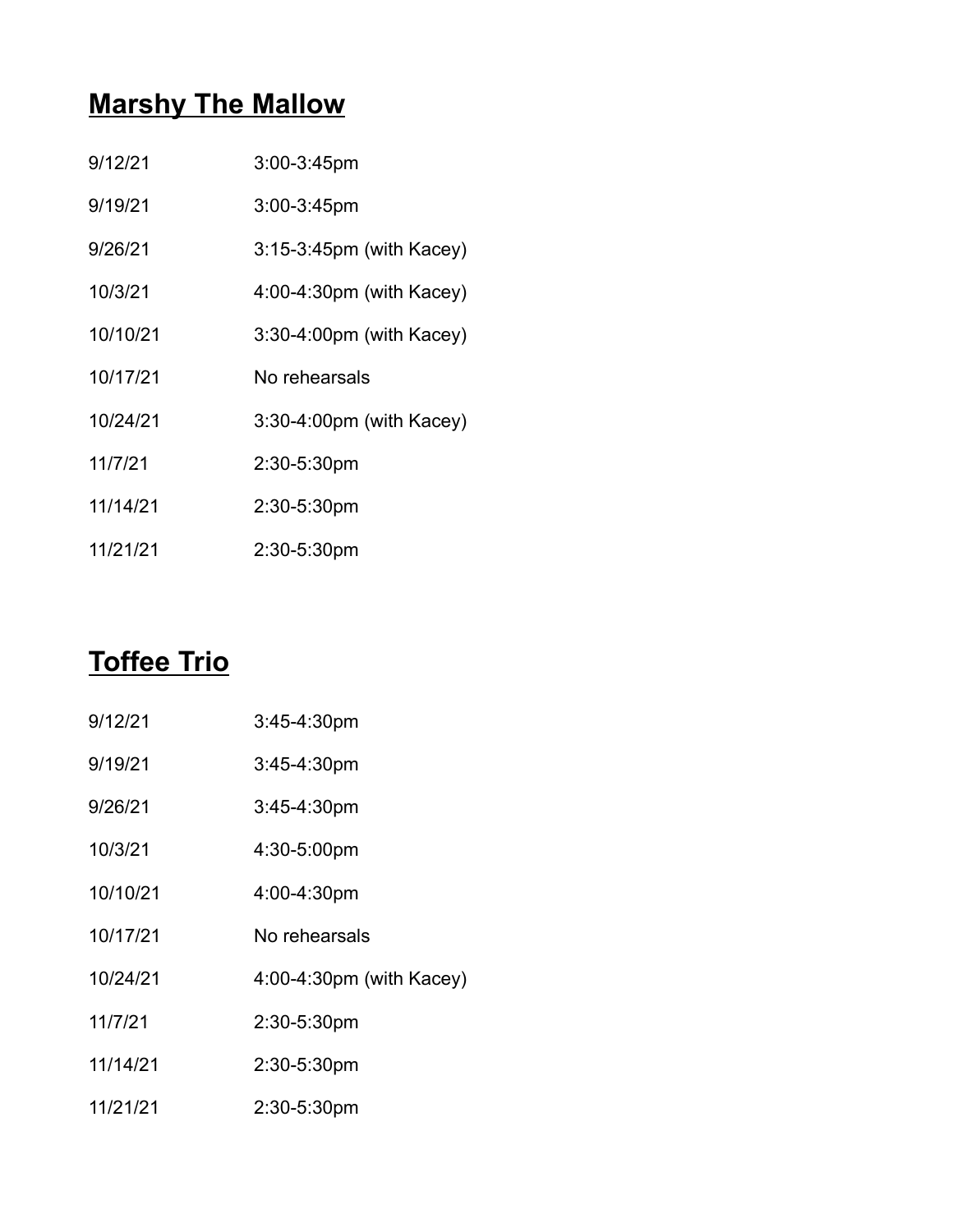## Marshy The Mallow

| | |
|---|---|
| 9/12/21 | 3:00-3:45pm |
| 9/19/21 | 3:00-3:45pm |
| 9/26/21 | 3:15-3:45pm (with Kacey) |
| 10/3/21 | 4:00-4:30pm (with Kacey) |
| 10/10/21 | 3:30-4:00pm (with Kacey) |
| 10/17/21 | No rehearsals |
| 10/24/21 | 3:30-4:00pm (with Kacey) |
| 11/7/21 | 2:30-5:30pm |
| 11/14/21 | 2:30-5:30pm |
| 11/21/21 | 2:30-5:30pm |

## Toffee Trio

| | |
|---|---|
| 9/12/21 | 3:45-4:30pm |
| 9/19/21 | 3:45-4:30pm |
| 9/26/21 | 3:45-4:30pm |
| 10/3/21 | 4:30-5:00pm |
| 10/10/21 | 4:00-4:30pm |
| 10/17/21 | No rehearsals |
| 10/24/21 | 4:00-4:30pm (with Kacey) |
| 11/7/21 | 2:30-5:30pm |
| 11/14/21 | 2:30-5:30pm |
| 11/21/21 | 2:30-5:30pm |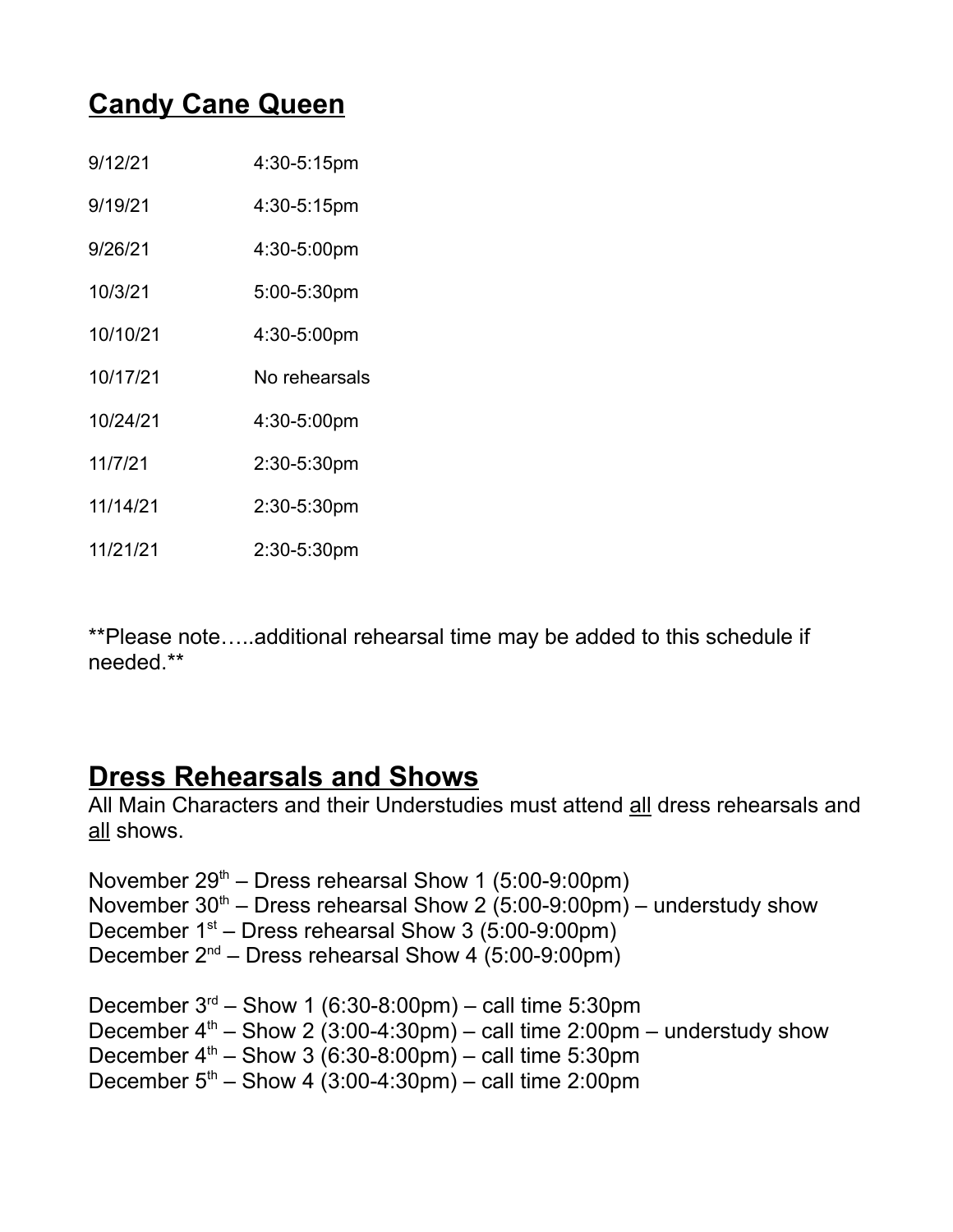## Candy Cane Queen

| | |
|---|---|
| 9/12/21 | 4:30-5:15pm |
| 9/19/21 | 4:30-5:15pm |
| 9/26/21 | 4:30-5:00pm |
| 10/3/21 | 5:00-5:30pm |
| 10/10/21 | 4:30-5:00pm |
| 10/17/21 | No rehearsals |
| 10/24/21 | 4:30-5:00pm |
| 11/7/21 | 2:30-5:30pm |
| 11/14/21 | 2:30-5:30pm |
| 11/21/21 | 2:30-5:30pm |

**Please note…..additional rehearsal time may be added to this schedule if needed.**

## Dress Rehearsals and Shows

All Main Characters and their Understudies must attend all dress rehearsals and all shows.

November 29th – Dress rehearsal Show 1 (5:00-9:00pm)
November 30th – Dress rehearsal Show 2 (5:00-9:00pm) – understudy show
December 1st – Dress rehearsal Show 3 (5:00-9:00pm)
December 2nd – Dress rehearsal Show 4 (5:00-9:00pm)

December 3rd – Show 1 (6:30-8:00pm) – call time 5:30pm
December 4th – Show 2 (3:00-4:30pm) – call time 2:00pm – understudy show
December 4th – Show 3 (6:30-8:00pm) – call time 5:30pm
December 5th – Show 4 (3:00-4:30pm) – call time 2:00pm